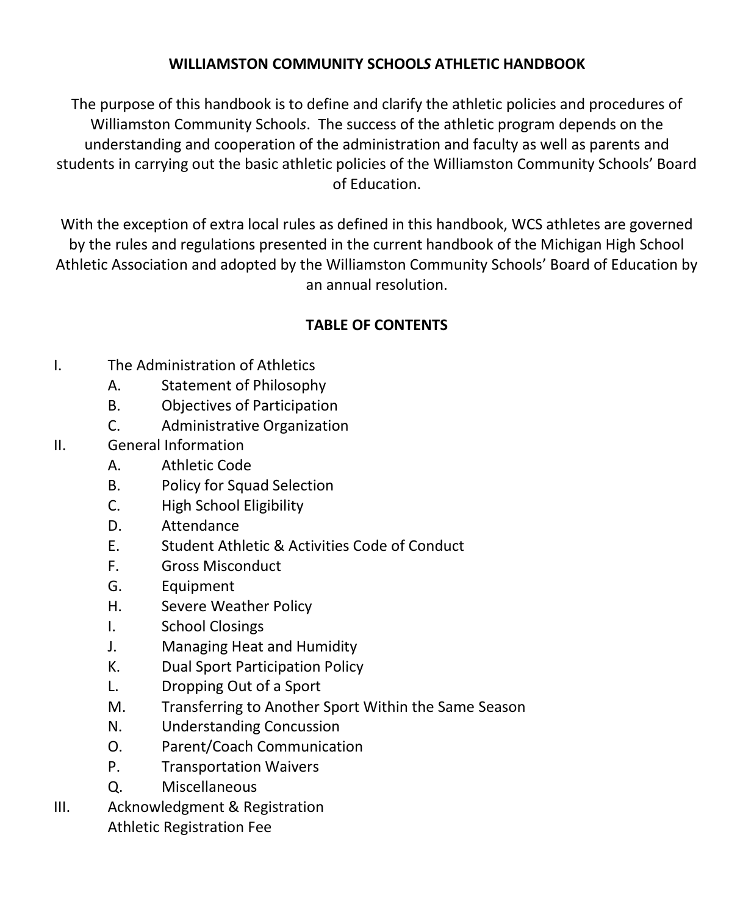# WILLIAMSTON COMMUNITY SCHOOL*S* ATHLETIC HANDBOOK

The purpose of this handbook is to define and clarify the athletic policies and procedures of Williamston Community School*s*. The success of the athletic program depends on the understanding and cooperation of the administration and faculty as well as parents and students in carrying out the basic athletic policies of the Williamston Community Schools' Board of Education.

With the exception of extra local rules as defined in this handbook, WCS athletes are governed by the rules and regulations presented in the current handbook of the Michigan High School Athletic Association and adopted by the Williamston Community Schools' Board of Education by an annual resolution.

## TABLE OF CONTENTS

- I. The Administration of Athletics
  - A. Statement of Philosophy
  - B. Objectives of Participation
  - C. Administrative Organization
- II. General Information
  - A. Athletic Code
  - B. Policy for Squad Selection
  - C. High School Eligibility
  - D. Attendance
  - E. Student Athletic & Activities Code of Conduct
  - F. Gross Misconduct
  - G. Equipment
  - H. Severe Weather Policy
  - I. School Closings
  - J. Managing Heat and Humidity
  - K. Dual Sport Participation Policy
  - L. Dropping Out of a Sport
  - M. Transferring to Another Sport Within the Same Season
  - N. Understanding Concussion
  - O. Parent/Coach Communication
  - P. Transportation Waivers
  - Q. Miscellaneous
- III. Acknowledgment & Registration
  - Athletic Registration Fee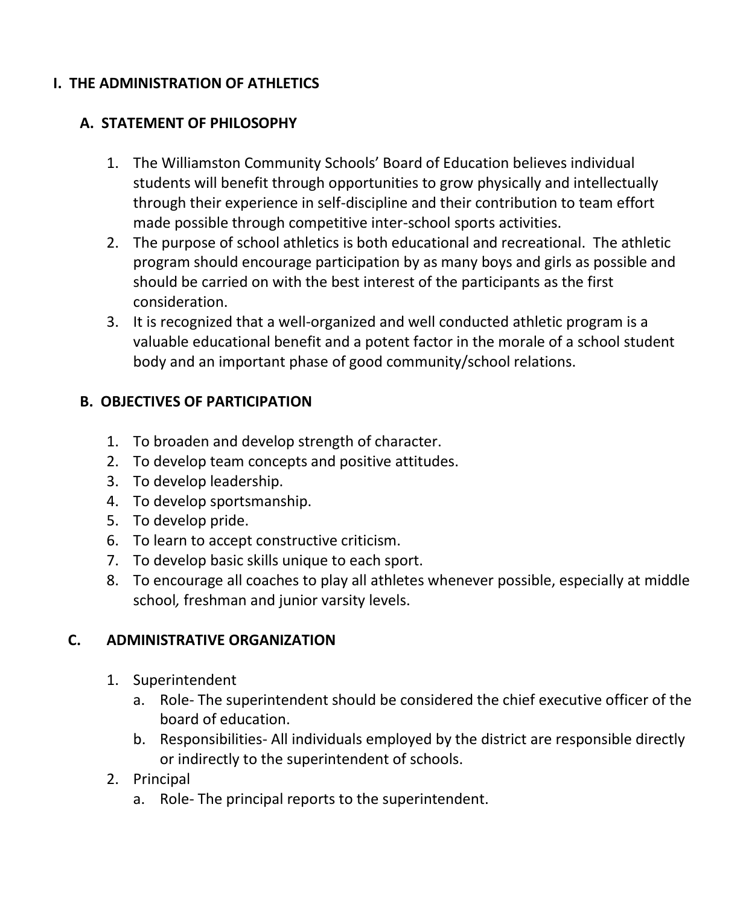# I. THE ADMINISTRATION OF ATHLETICS

## A. STATEMENT OF PHILOSOPHY

1. The Williamston Community Schools' Board of Education believes individual students will benefit through opportunities to grow physically and intellectually through their experience in self-discipline and their contribution to team effort made possible through competitive inter-school sports activities.
2. The purpose of school athletics is both educational and recreational. The athletic program should encourage participation by as many boys and girls as possible and should be carried on with the best interest of the participants as the first consideration.
3. It is recognized that a well-organized and well conducted athletic program is a valuable educational benefit and a potent factor in the morale of a school student body and an important phase of good community/school relations.

## B. OBJECTIVES OF PARTICIPATION

1. To broaden and develop strength of character.
2. To develop team concepts and positive attitudes.
3. To develop leadership.
4. To develop sportsmanship.
5. To develop pride.
6. To learn to accept constructive criticism.
7. To develop basic skills unique to each sport.
8. To encourage all coaches to play all athletes whenever possible, especially at middle school, freshman and junior varsity levels.

## C. ADMINISTRATIVE ORGANIZATION

1. Superintendent
   a. Role- The superintendent should be considered the chief executive officer of the board of education.
   b. Responsibilities- All individuals employed by the district are responsible directly or indirectly to the superintendent of schools.
2. Principal
   a. Role- The principal reports to the superintendent.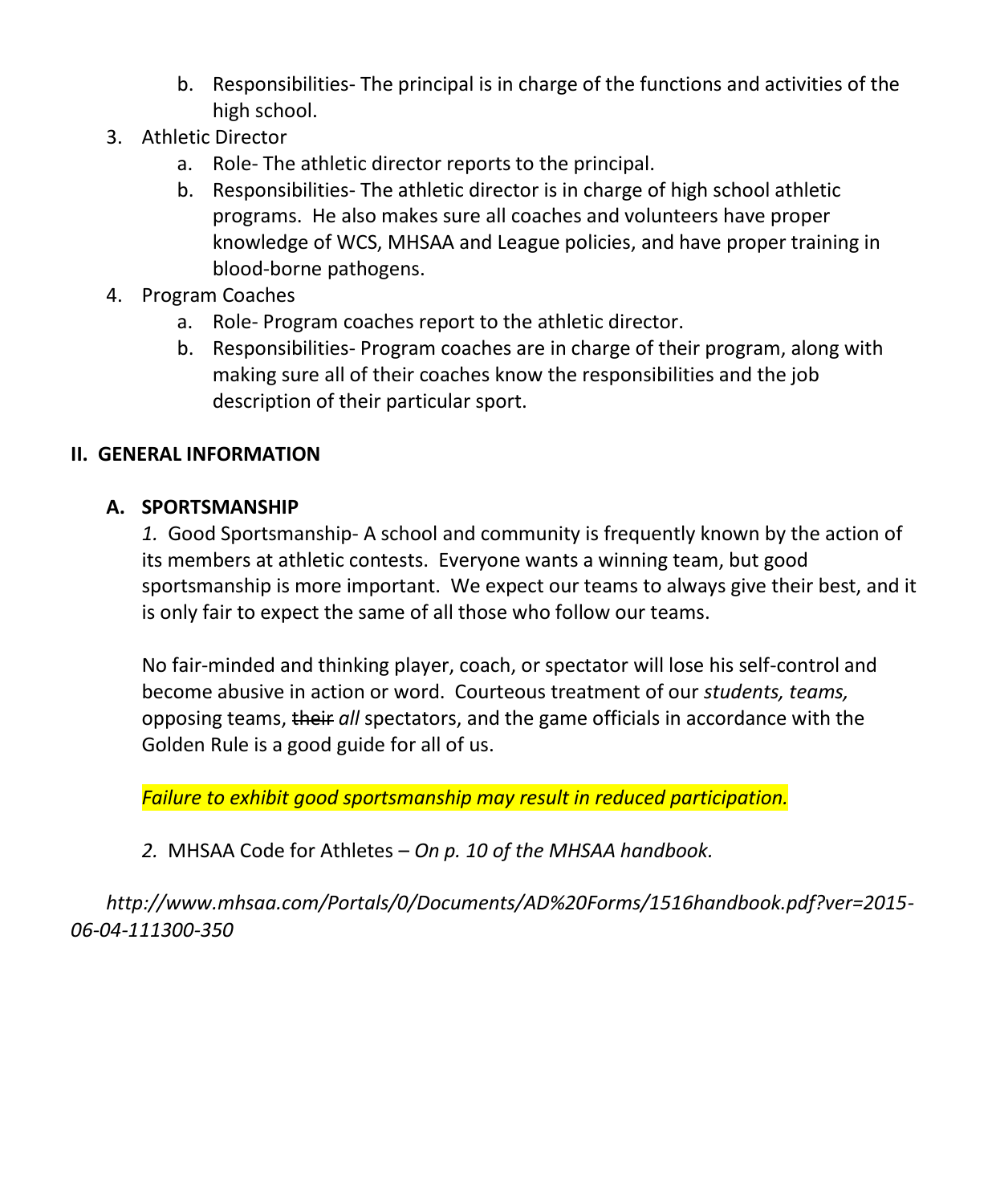b. Responsibilities- The principal is in charge of the functions and activities of the high school.

3. Athletic Director
    a. Role- The athletic director reports to the principal.
    b. Responsibilities- The athletic director is in charge of high school athletic programs. He also makes sure all coaches and volunteers have proper knowledge of WCS, MHSAA and League policies, and have proper training in blood-borne pathogens.
4. Program Coaches
    a. Role- Program coaches report to the athletic director.
    b. Responsibilities- Program coaches are in charge of their program, along with making sure all of their coaches know the responsibilities and the job description of their particular sport.

## II. GENERAL INFORMATION

### A. SPORTSMANSHIP

*1.* Good Sportsmanship- A school and community is frequently known by the action of its members at athletic contests. Everyone wants a winning team, but good sportsmanship is more important. We expect our teams to always give their best, and it is only fair to expect the same of all those who follow our teams.

No fair-minded and thinking player, coach, or spectator will lose his self-control and become abusive in action or word. Courteous treatment of our *students, teams,* opposing teams, ~~their~~ *all* spectators, and the game officials in accordance with the Golden Rule is a good guide for all of us.

*Failure to exhibit good sportsmanship may result in reduced participation.*

*2.* MHSAA Code for Athletes – *On p. 10 of the MHSAA handbook.*

*http://www.mhsaa.com/Portals/0/Documents/AD%20Forms/1516handbook.pdf?ver=2015-06-04-111300-350*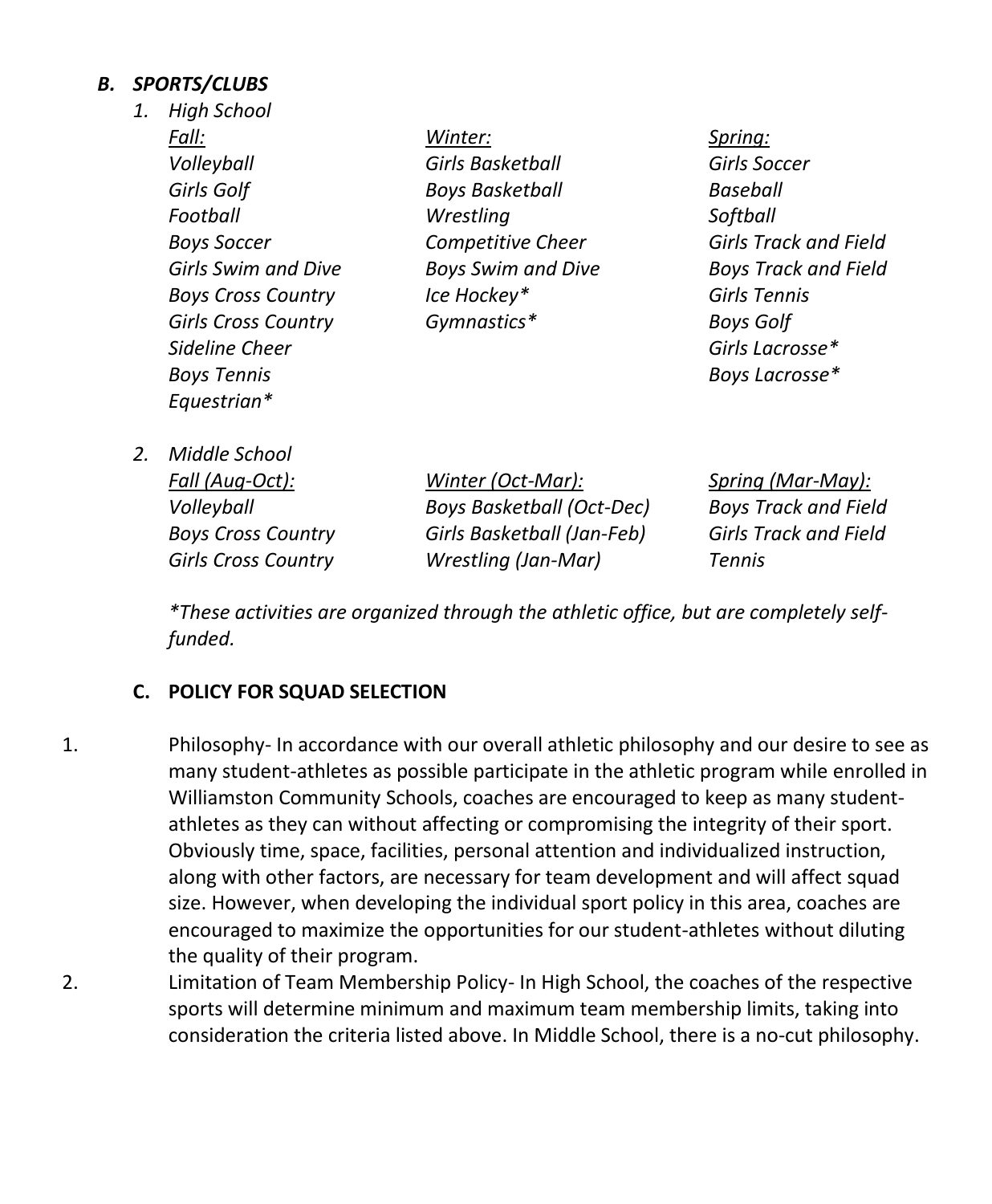### *B. SPORTS/CLUBS*

1. *High School*

| *Fall:* | *Winter:* | *Spring:* |
|---|---|---|
| *Volleyball* | *Girls Basketball* | *Girls Soccer* |
| *Girls Golf* | *Boys Basketball* | *Baseball* |
| *Football* | *Wrestling* | *Softball* |
| *Boys Soccer* | *Competitive Cheer* | *Girls Track and Field* |
| *Girls Swim and Dive* | *Boys Swim and Dive* | *Boys Track and Field* |
| *Boys Cross Country* | *Ice Hockey** | *Girls Tennis* |
| *Girls Cross Country* | *Gymnastics** | *Boys Golf* |
| *Sideline Cheer* | | *Girls Lacrosse** |
| *Boys Tennis* | | *Boys Lacrosse** |
| *Equestrian** | | |

2. *Middle School*

| *Fall (Aug-Oct):* | *Winter (Oct-Mar):* | *Spring (Mar-May):* |
|---|---|---|
| *Volleyball* | *Boys Basketball (Oct-Dec)* | *Boys Track and Field* |
| *Boys Cross Country* | *Girls Basketball (Jan-Feb)* | *Girls Track and Field* |
| *Girls Cross Country* | *Wrestling (Jan-Mar)* | *Tennis* |

**These activities are organized through the athletic office, but are completely self-funded.*

### C. POLICY FOR SQUAD SELECTION

1. Philosophy- In accordance with our overall athletic philosophy and our desire to see as many student-athletes as possible participate in the athletic program while enrolled in Williamston Community Schools, coaches are encouraged to keep as many student-athletes as they can without affecting or compromising the integrity of their sport. Obviously time, space, facilities, personal attention and individualized instruction, along with other factors, are necessary for team development and will affect squad size. However, when developing the individual sport policy in this area, coaches are encouraged to maximize the opportunities for our student-athletes without diluting the quality of their program.
2. Limitation of Team Membership Policy- In High School, the coaches of the respective sports will determine minimum and maximum team membership limits, taking into consideration the criteria listed above. In Middle School, there is a no-cut philosophy.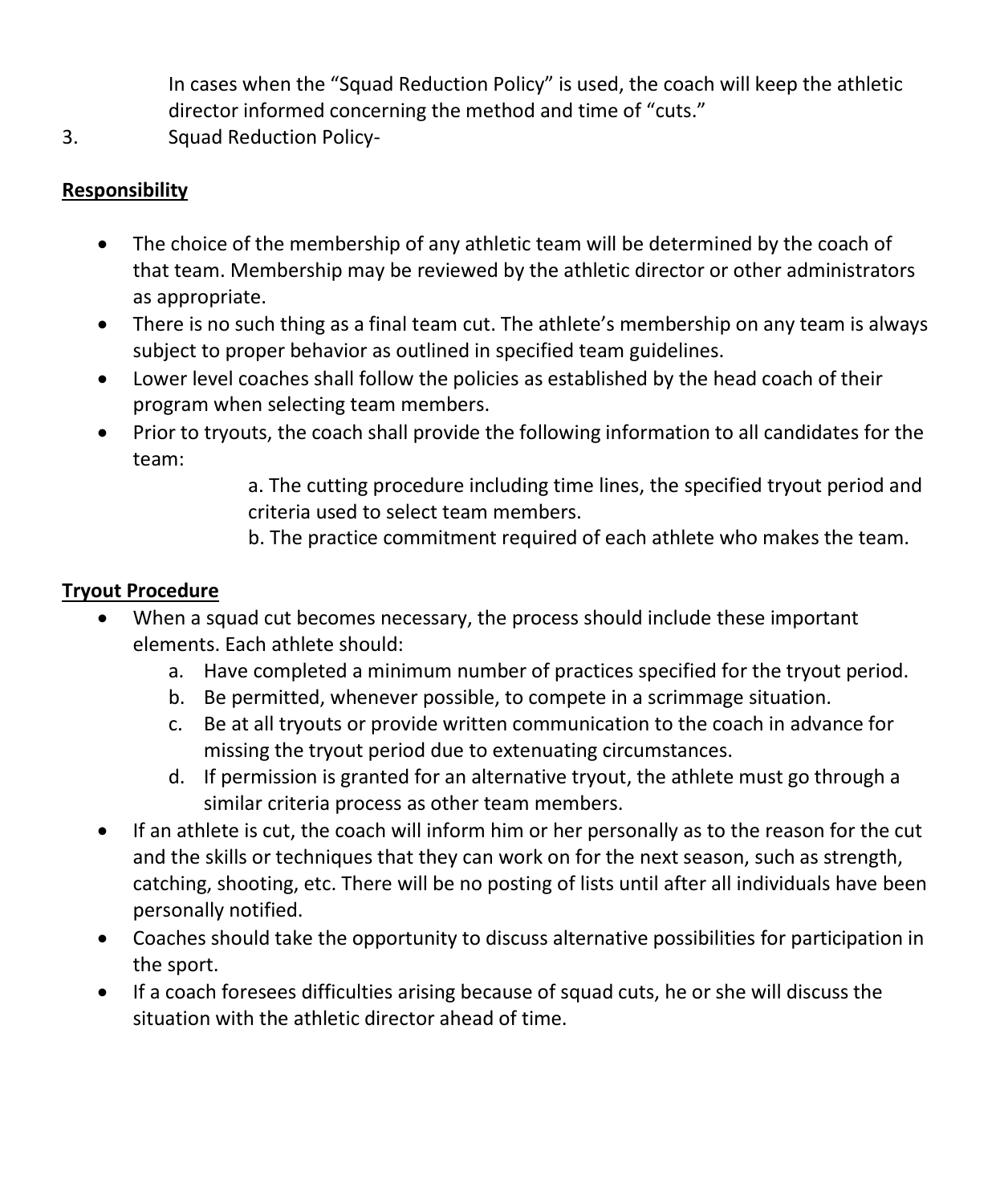In cases when the "Squad Reduction Policy" is used, the coach will keep the athletic director informed concerning the method and time of "cuts."

3. Squad Reduction Policy-

**Responsibility**

- The choice of the membership of any athletic team will be determined by the coach of that team. Membership may be reviewed by the athletic director or other administrators as appropriate.
- There is no such thing as a final team cut. The athlete's membership on any team is always subject to proper behavior as outlined in specified team guidelines.
- Lower level coaches shall follow the policies as established by the head coach of their program when selecting team members.
- Prior to tryouts, the coach shall provide the following information to all candidates for the team:
  - a. The cutting procedure including time lines, the specified tryout period and criteria used to select team members.
  - b. The practice commitment required of each athlete who makes the team.

**Tryout Procedure**

- When a squad cut becomes necessary, the process should include these important elements. Each athlete should:
  - a. Have completed a minimum number of practices specified for the tryout period.
  - b. Be permitted, whenever possible, to compete in a scrimmage situation.
  - c. Be at all tryouts or provide written communication to the coach in advance for missing the tryout period due to extenuating circumstances.
  - d. If permission is granted for an alternative tryout, the athlete must go through a similar criteria process as other team members.
- If an athlete is cut, the coach will inform him or her personally as to the reason for the cut and the skills or techniques that they can work on for the next season, such as strength, catching, shooting, etc. There will be no posting of lists until after all individuals have been personally notified.
- Coaches should take the opportunity to discuss alternative possibilities for participation in the sport.
- If a coach foresees difficulties arising because of squad cuts, he or she will discuss the situation with the athletic director ahead of time.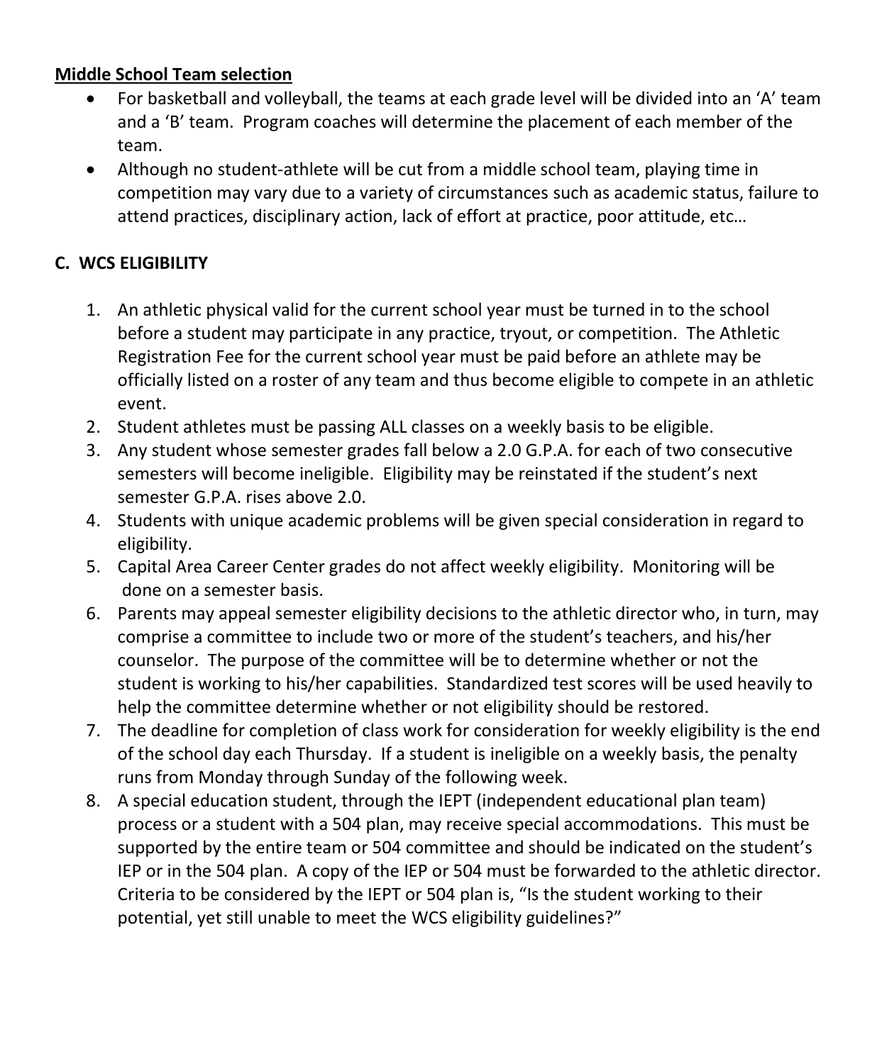**Middle School Team selection**

- For basketball and volleyball, the teams at each grade level will be divided into an 'A' team and a 'B' team. Program coaches will determine the placement of each member of the team.
- Although no student-athlete will be cut from a middle school team, playing time in competition may vary due to a variety of circumstances such as academic status, failure to attend practices, disciplinary action, lack of effort at practice, poor attitude, etc…

**C. WCS ELIGIBILITY**

1. An athletic physical valid for the current school year must be turned in to the school before a student may participate in any practice, tryout, or competition. The Athletic Registration Fee for the current school year must be paid before an athlete may be officially listed on a roster of any team and thus become eligible to compete in an athletic event.
2. Student athletes must be passing ALL classes on a weekly basis to be eligible.
3. Any student whose semester grades fall below a 2.0 G.P.A. for each of two consecutive semesters will become ineligible. Eligibility may be reinstated if the student's next semester G.P.A. rises above 2.0.
4. Students with unique academic problems will be given special consideration in regard to eligibility.
5. Capital Area Career Center grades do not affect weekly eligibility. Monitoring will be done on a semester basis.
6. Parents may appeal semester eligibility decisions to the athletic director who, in turn, may comprise a committee to include two or more of the student's teachers, and his/her counselor. The purpose of the committee will be to determine whether or not the student is working to his/her capabilities. Standardized test scores will be used heavily to help the committee determine whether or not eligibility should be restored.
7. The deadline for completion of class work for consideration for weekly eligibility is the end of the school day each Thursday. If a student is ineligible on a weekly basis, the penalty runs from Monday through Sunday of the following week.
8. A special education student, through the IEPT (independent educational plan team) process or a student with a 504 plan, may receive special accommodations. This must be supported by the entire team or 504 committee and should be indicated on the student's IEP or in the 504 plan. A copy of the IEP or 504 must be forwarded to the athletic director. Criteria to be considered by the IEPT or 504 plan is, "Is the student working to their potential, yet still unable to meet the WCS eligibility guidelines?"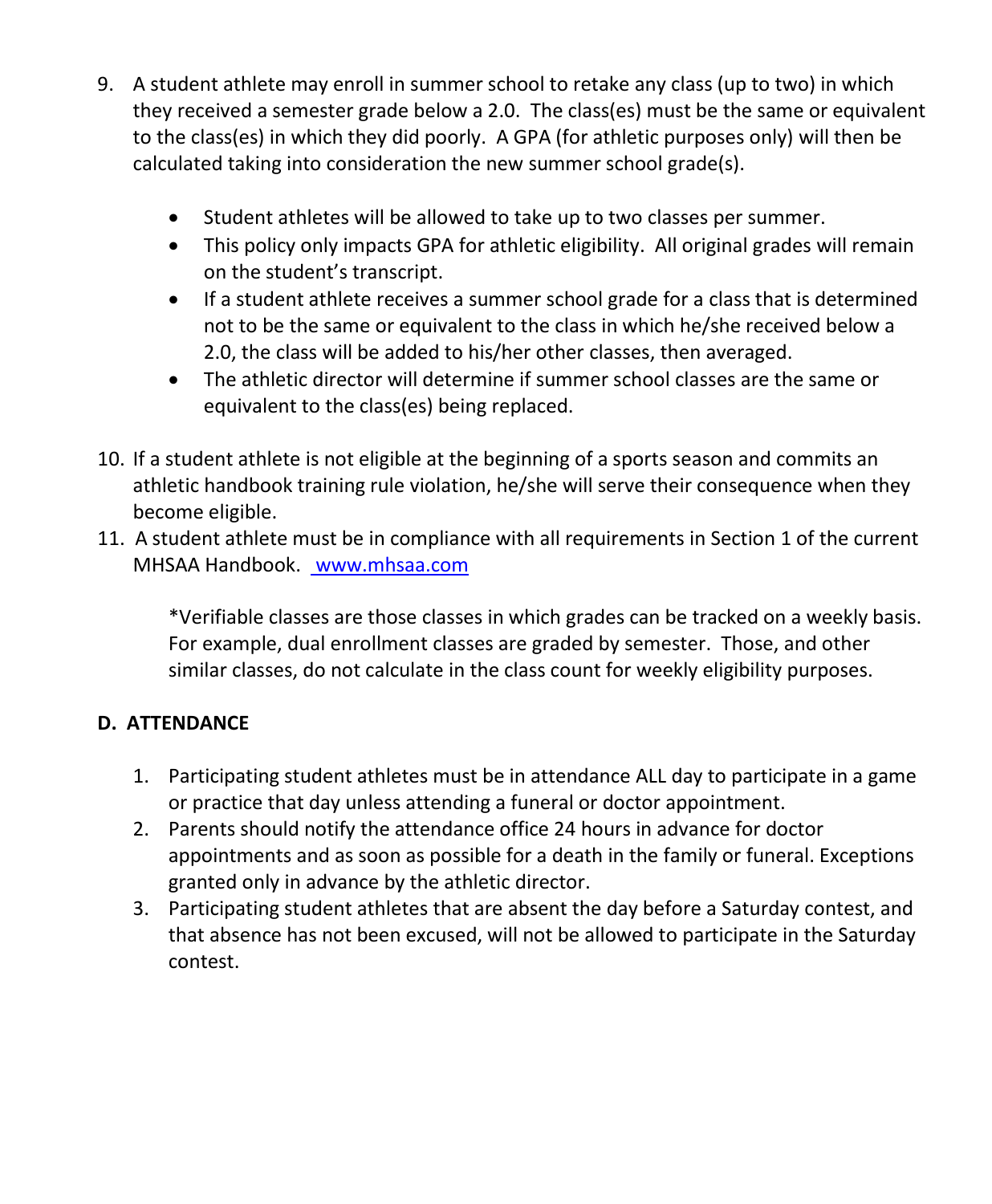9. A student athlete may enroll in summer school to retake any class (up to two) in which they received a semester grade below a 2.0. The class(es) must be the same or equivalent to the class(es) in which they did poorly. A GPA (for athletic purposes only) will then be calculated taking into consideration the new summer school grade(s).

    - Student athletes will be allowed to take up to two classes per summer.
    - This policy only impacts GPA for athletic eligibility. All original grades will remain on the student's transcript.
    - If a student athlete receives a summer school grade for a class that is determined not to be the same or equivalent to the class in which he/she received below a 2.0, the class will be added to his/her other classes, then averaged.
    - The athletic director will determine if summer school classes are the same or equivalent to the class(es) being replaced.

10. If a student athlete is not eligible at the beginning of a sports season and commits an athletic handbook training rule violation, he/she will serve their consequence when they become eligible.
11. A student athlete must be in compliance with all requirements in Section 1 of the current MHSAA Handbook. [www.mhsaa.com](http://www.mhsaa.com)

    *Verifiable classes are those classes in which grades can be tracked on a weekly basis. For example, dual enrollment classes are graded by semester. Those, and other similar classes, do not calculate in the class count for weekly eligibility purposes.

### D. ATTENDANCE

1. Participating student athletes must be in attendance ALL day to participate in a game or practice that day unless attending a funeral or doctor appointment.
2. Parents should notify the attendance office 24 hours in advance for doctor appointments and as soon as possible for a death in the family or funeral. Exceptions granted only in advance by the athletic director.
3. Participating student athletes that are absent the day before a Saturday contest, and that absence has not been excused, will not be allowed to participate in the Saturday contest.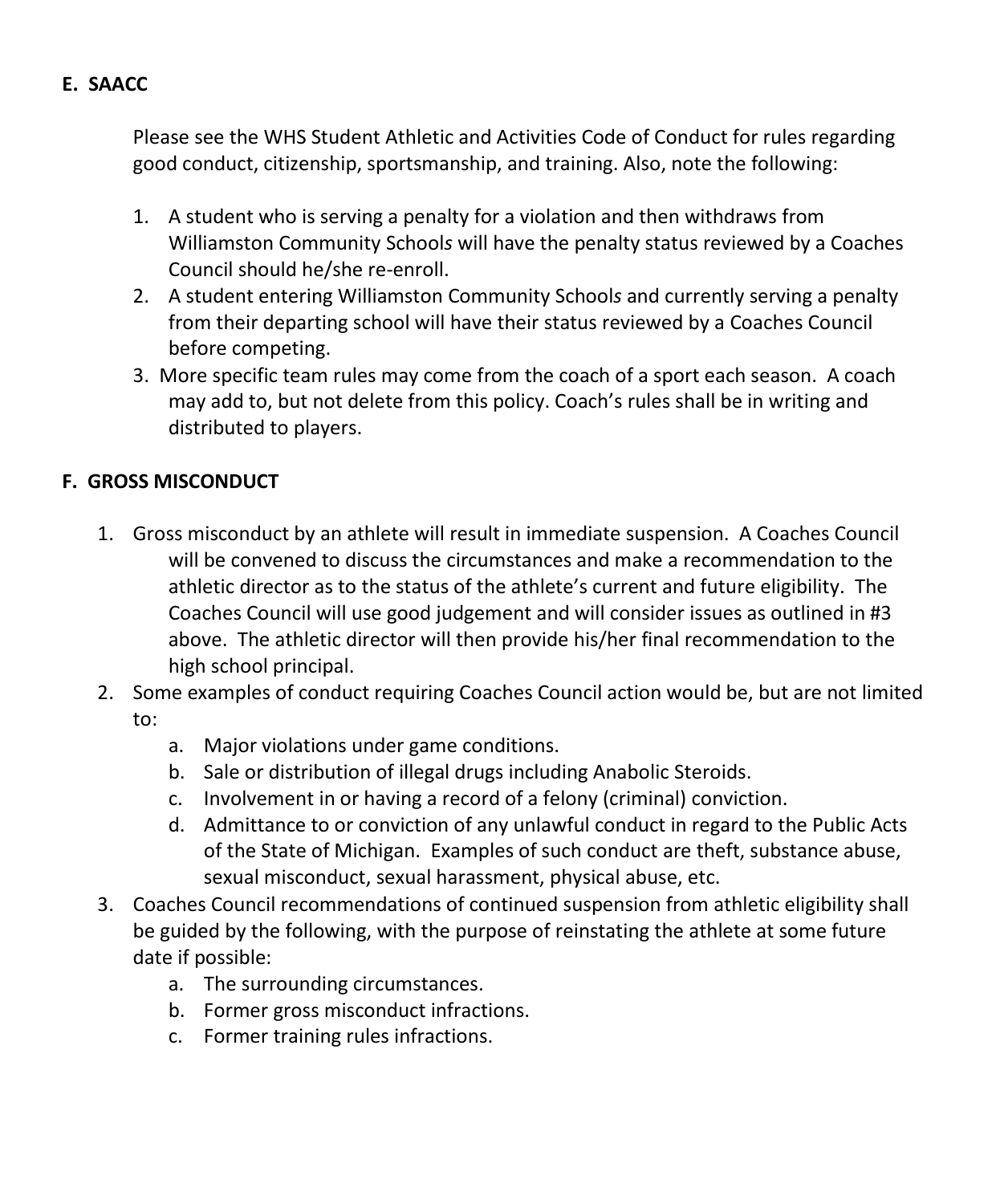### E. SAACC

Please see the WHS Student Athletic and Activities Code of Conduct for rules regarding good conduct, citizenship, sportsmanship, and training. Also, note the following:

1. A student who is serving a penalty for a violation and then withdraws from Williamston Community Schools will have the penalty status reviewed by a Coaches Council should he/she re-enroll.
2. A student entering Williamston Community Schools and currently serving a penalty from their departing school will have their status reviewed by a Coaches Council before competing.
3. More specific team rules may come from the coach of a sport each season. A coach may add to, but not delete from this policy. Coach's rules shall be in writing and distributed to players.

### F. GROSS MISCONDUCT

1. Gross misconduct by an athlete will result in immediate suspension. A Coaches Council will be convened to discuss the circumstances and make a recommendation to the athletic director as to the status of the athlete's current and future eligibility. The Coaches Council will use good judgement and will consider issues as outlined in #3 above. The athletic director will then provide his/her final recommendation to the high school principal.
2. Some examples of conduct requiring Coaches Council action would be, but are not limited to:
   a. Major violations under game conditions.
   b. Sale or distribution of illegal drugs including Anabolic Steroids.
   c. Involvement in or having a record of a felony (criminal) conviction.
   d. Admittance to or conviction of any unlawful conduct in regard to the Public Acts of the State of Michigan. Examples of such conduct are theft, substance abuse, sexual misconduct, sexual harassment, physical abuse, etc.
3. Coaches Council recommendations of continued suspension from athletic eligibility shall be guided by the following, with the purpose of reinstating the athlete at some future date if possible:
   a. The surrounding circumstances.
   b. Former gross misconduct infractions.
   c. Former training rules infractions.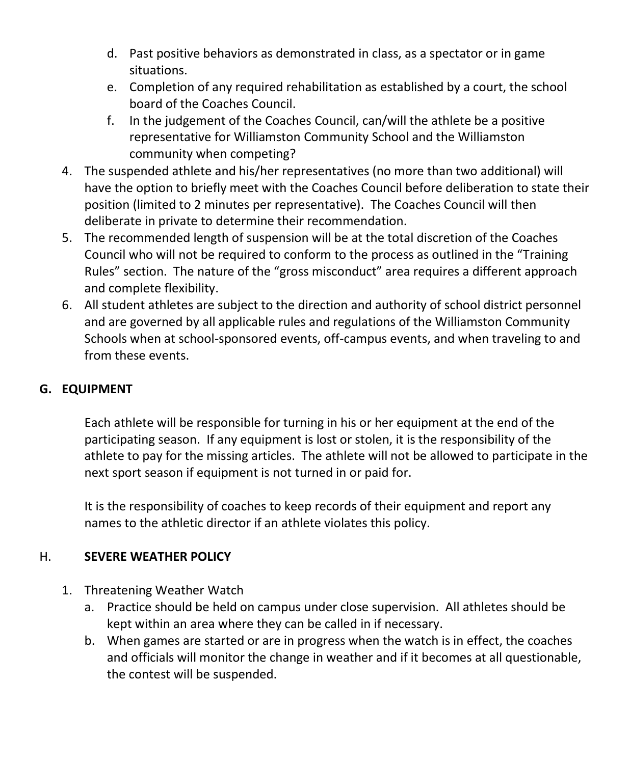d. Past positive behaviors as demonstrated in class, as a spectator or in game situations.
   e. Completion of any required rehabilitation as established by a court, the school board of the Coaches Council.
   f. In the judgement of the Coaches Council, can/will the athlete be a positive representative for Williamston Community School and the Williamston community when competing?
4. The suspended athlete and his/her representatives (no more than two additional) will have the option to briefly meet with the Coaches Council before deliberation to state their position (limited to 2 minutes per representative). The Coaches Council will then deliberate in private to determine their recommendation.
5. The recommended length of suspension will be at the total discretion of the Coaches Council who will not be required to conform to the process as outlined in the "Training Rules" section. The nature of the "gross misconduct" area requires a different approach and complete flexibility.
6. All student athletes are subject to the direction and authority of school district personnel and are governed by all applicable rules and regulations of the Williamston Community Schools when at school-sponsored events, off-campus events, and when traveling to and from these events.

## G. EQUIPMENT

Each athlete will be responsible for turning in his or her equipment at the end of the participating season. If any equipment is lost or stolen, it is the responsibility of the athlete to pay for the missing articles. The athlete will not be allowed to participate in the next sport season if equipment is not turned in or paid for.

It is the responsibility of coaches to keep records of their equipment and report any names to the athletic director if an athlete violates this policy.

## H. SEVERE WEATHER POLICY

1. Threatening Weather Watch
   a. Practice should be held on campus under close supervision. All athletes should be kept within an area where they can be called in if necessary.
   b. When games are started or are in progress when the watch is in effect, the coaches and officials will monitor the change in weather and if it becomes at all questionable, the contest will be suspended.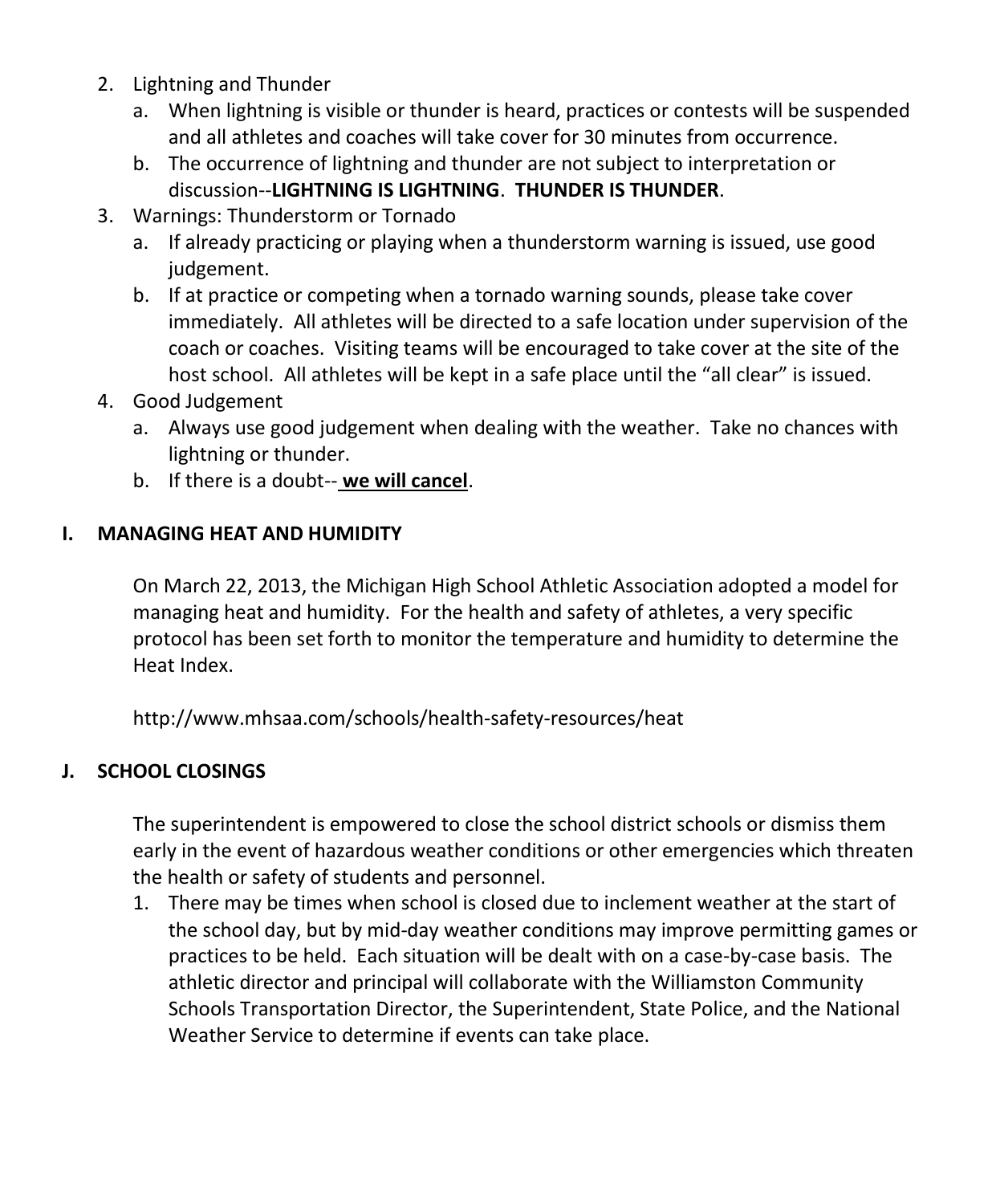2. Lightning and Thunder
    a. When lightning is visible or thunder is heard, practices or contests will be suspended and all athletes and coaches will take cover for 30 minutes from occurrence.
    b. The occurrence of lightning and thunder are not subject to interpretation or discussion--**LIGHTNING IS LIGHTNING**. **THUNDER IS THUNDER**.
3. Warnings: Thunderstorm or Tornado
    a. If already practicing or playing when a thunderstorm warning is issued, use good judgement.
    b. If at practice or competing when a tornado warning sounds, please take cover immediately. All athletes will be directed to a safe location under supervision of the coach or coaches. Visiting teams will be encouraged to take cover at the site of the host school. All athletes will be kept in a safe place until the "all clear" is issued.
4. Good Judgement
    a. Always use good judgement when dealing with the weather. Take no chances with lightning or thunder.
    b. If there is a doubt-- **<u>we will cancel</u>**.

## I. MANAGING HEAT AND HUMIDITY

On March 22, 2013, the Michigan High School Athletic Association adopted a model for managing heat and humidity. For the health and safety of athletes, a very specific protocol has been set forth to monitor the temperature and humidity to determine the Heat Index.

http://www.mhsaa.com/schools/health-safety-resources/heat

## J. SCHOOL CLOSINGS

The superintendent is empowered to close the school district schools or dismiss them early in the event of hazardous weather conditions or other emergencies which threaten the health or safety of students and personnel.

1. There may be times when school is closed due to inclement weather at the start of the school day, but by mid-day weather conditions may improve permitting games or practices to be held. Each situation will be dealt with on a case-by-case basis. The athletic director and principal will collaborate with the Williamston Community Schools Transportation Director, the Superintendent, State Police, and the National Weather Service to determine if events can take place.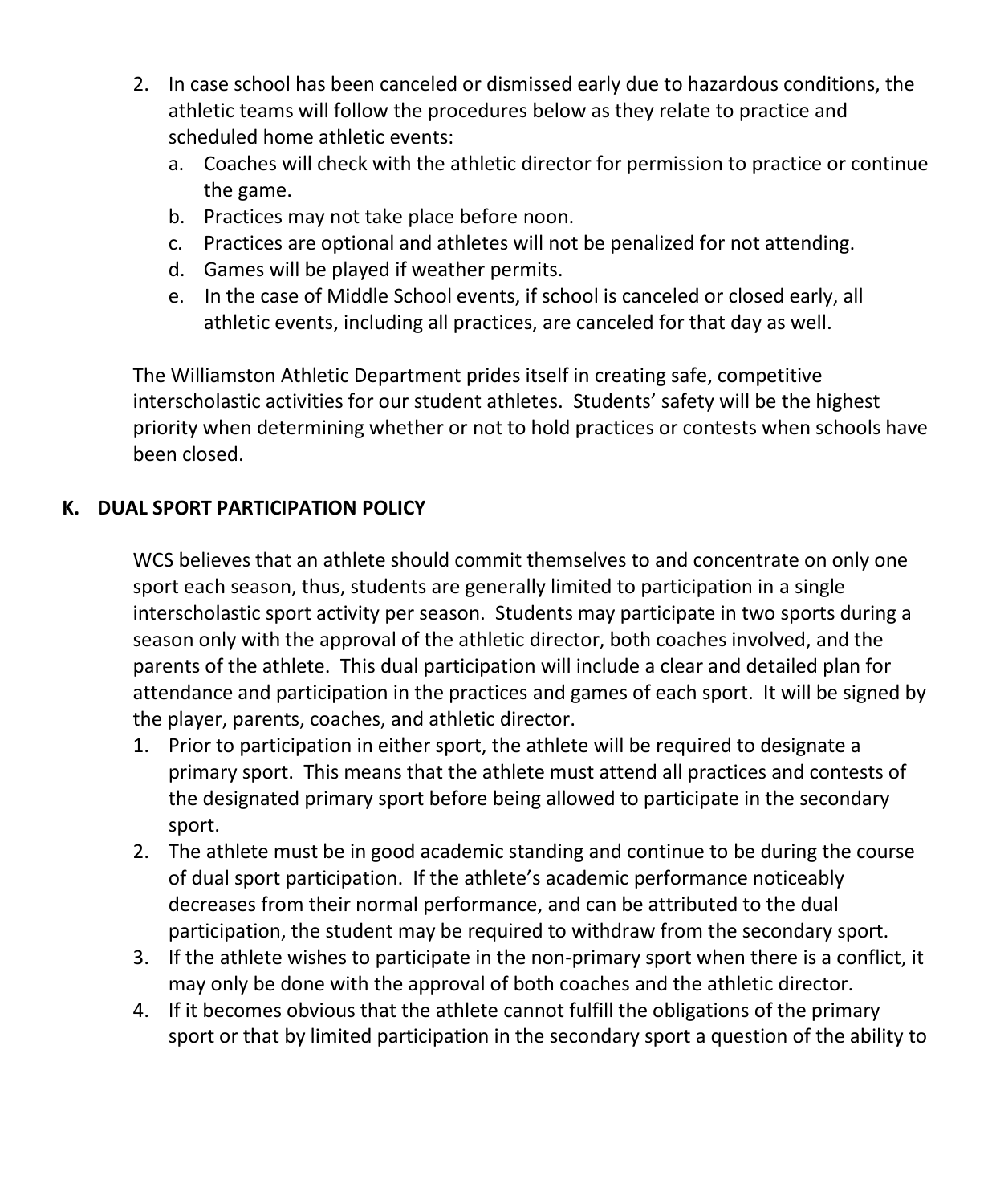2. In case school has been canceled or dismissed early due to hazardous conditions, the athletic teams will follow the procedures below as they relate to practice and scheduled home athletic events:
   a. Coaches will check with the athletic director for permission to practice or continue the game.
   b. Practices may not take place before noon.
   c. Practices are optional and athletes will not be penalized for not attending.
   d. Games will be played if weather permits.
   e. In the case of Middle School events, if school is canceled or closed early, all athletic events, including all practices, are canceled for that day as well.

The Williamston Athletic Department prides itself in creating safe, competitive interscholastic activities for our student athletes. Students' safety will be the highest priority when determining whether or not to hold practices or contests when schools have been closed.

## K. DUAL SPORT PARTICIPATION POLICY

WCS believes that an athlete should commit themselves to and concentrate on only one sport each season, thus, students are generally limited to participation in a single interscholastic sport activity per season. Students may participate in two sports during a season only with the approval of the athletic director, both coaches involved, and the parents of the athlete. This dual participation will include a clear and detailed plan for attendance and participation in the practices and games of each sport. It will be signed by the player, parents, coaches, and athletic director.

1. Prior to participation in either sport, the athlete will be required to designate a primary sport. This means that the athlete must attend all practices and contests of the designated primary sport before being allowed to participate in the secondary sport.
2. The athlete must be in good academic standing and continue to be during the course of dual sport participation. If the athlete's academic performance noticeably decreases from their normal performance, and can be attributed to the dual participation, the student may be required to withdraw from the secondary sport.
3. If the athlete wishes to participate in the non-primary sport when there is a conflict, it may only be done with the approval of both coaches and the athletic director.
4. If it becomes obvious that the athlete cannot fulfill the obligations of the primary sport or that by limited participation in the secondary sport a question of the ability to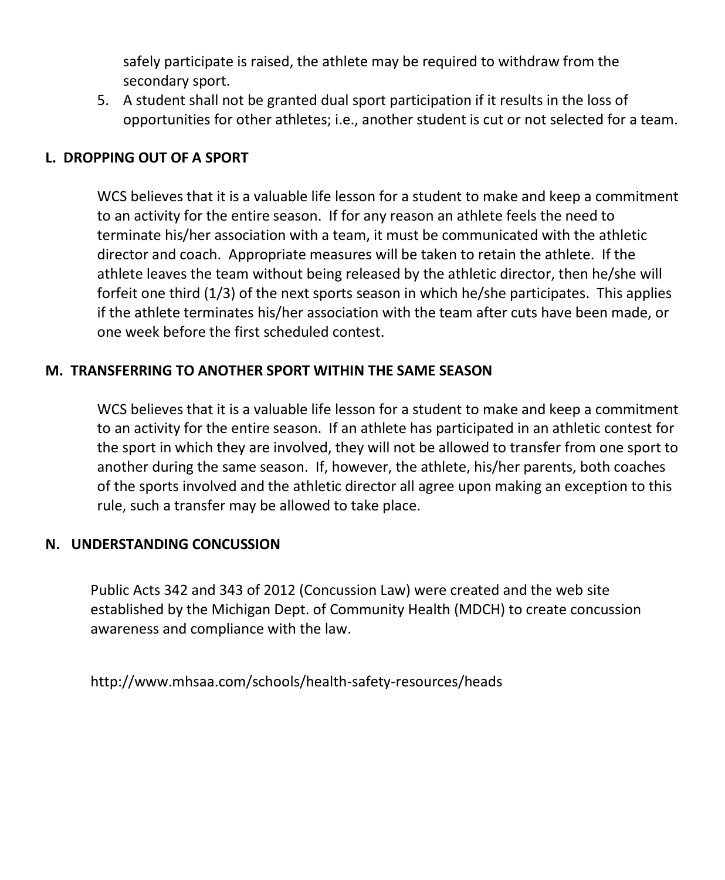safely participate is raised, the athlete may be required to withdraw from the secondary sport.

5. A student shall not be granted dual sport participation if it results in the loss of opportunities for other athletes; i.e., another student is cut or not selected for a team.

## L. DROPPING OUT OF A SPORT

WCS believes that it is a valuable life lesson for a student to make and keep a commitment to an activity for the entire season. If for any reason an athlete feels the need to terminate his/her association with a team, it must be communicated with the athletic director and coach. Appropriate measures will be taken to retain the athlete. If the athlete leaves the team without being released by the athletic director, then he/she will forfeit one third (1/3) of the next sports season in which he/she participates. This applies if the athlete terminates his/her association with the team after cuts have been made, or one week before the first scheduled contest.

## M. TRANSFERRING TO ANOTHER SPORT WITHIN THE SAME SEASON

WCS believes that it is a valuable life lesson for a student to make and keep a commitment to an activity for the entire season. If an athlete has participated in an athletic contest for the sport in which they are involved, they will not be allowed to transfer from one sport to another during the same season. If, however, the athlete, his/her parents, both coaches of the sports involved and the athletic director all agree upon making an exception to this rule, such a transfer may be allowed to take place.

## N. UNDERSTANDING CONCUSSION

Public Acts 342 and 343 of 2012 (Concussion Law) were created and the web site established by the Michigan Dept. of Community Health (MDCH) to create concussion awareness and compliance with the law.

http://www.mhsaa.com/schools/health-safety-resources/heads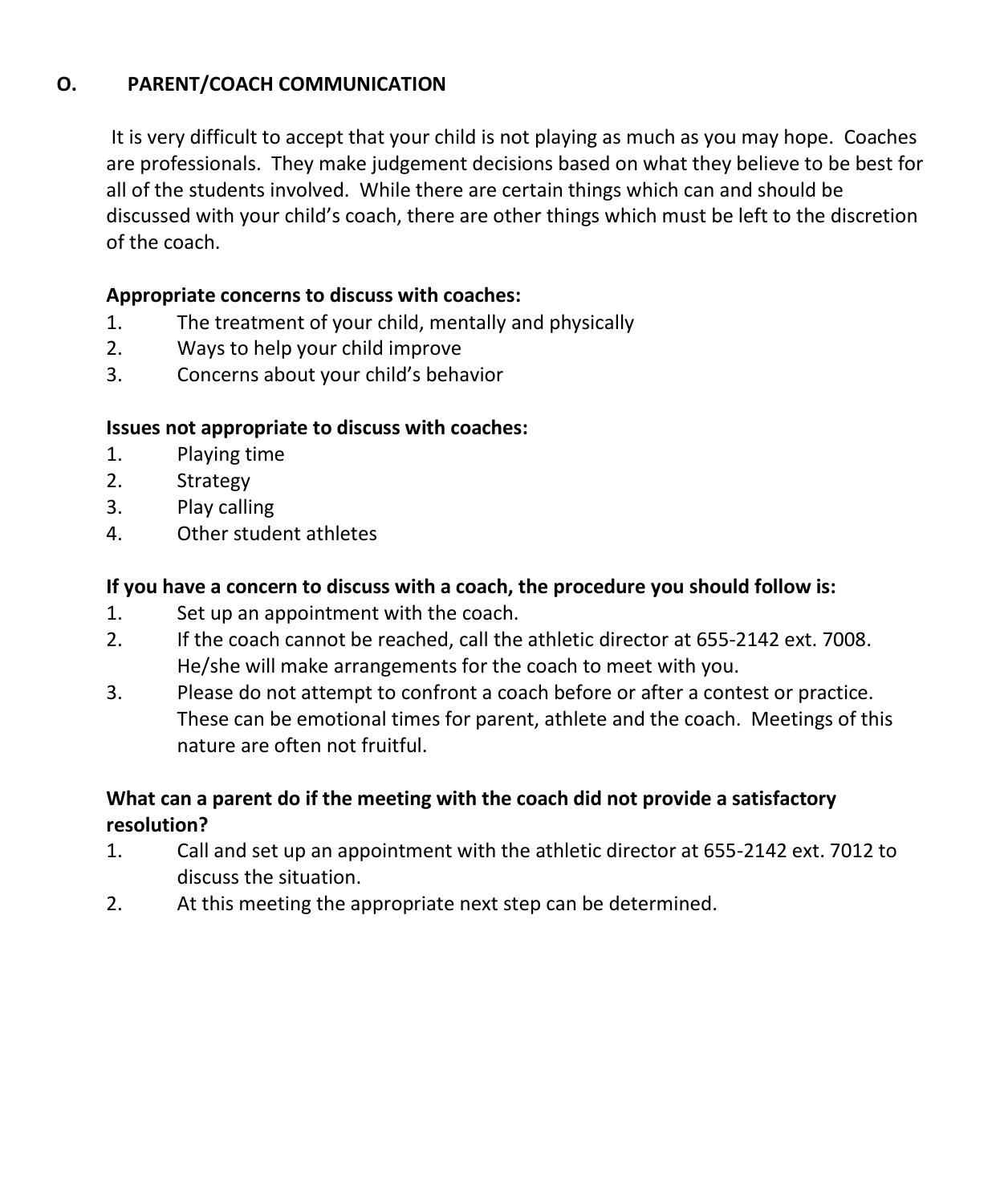## O. PARENT/COACH COMMUNICATION

It is very difficult to accept that your child is not playing as much as you may hope. Coaches are professionals. They make judgement decisions based on what they believe to be best for all of the students involved. While there are certain things which can and should be discussed with your child's coach, there are other things which must be left to the discretion of the coach.

**Appropriate concerns to discuss with coaches:**

1. The treatment of your child, mentally and physically
2. Ways to help your child improve
3. Concerns about your child's behavior

**Issues not appropriate to discuss with coaches:**

1. Playing time
2. Strategy
3. Play calling
4. Other student athletes

**If you have a concern to discuss with a coach, the procedure you should follow is:**

1. Set up an appointment with the coach.
2. If the coach cannot be reached, call the athletic director at 655-2142 ext. 7008. He/she will make arrangements for the coach to meet with you.
3. Please do not attempt to confront a coach before or after a contest or practice. These can be emotional times for parent, athlete and the coach. Meetings of this nature are often not fruitful.

**What can a parent do if the meeting with the coach did not provide a satisfactory resolution?**

1. Call and set up an appointment with the athletic director at 655-2142 ext. 7012 to discuss the situation.
2. At this meeting the appropriate next step can be determined.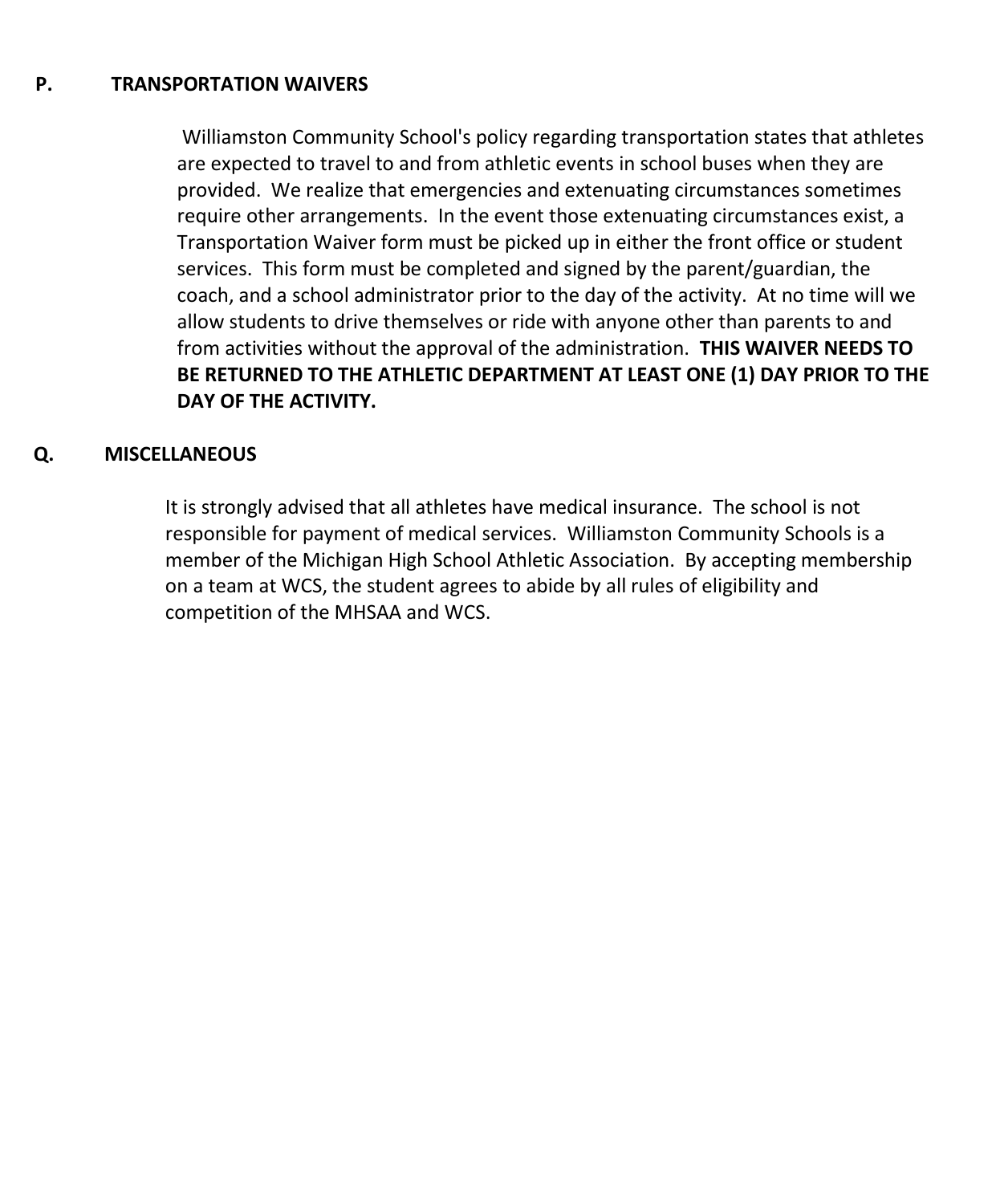## P. TRANSPORTATION WAIVERS

Williamston Community School's policy regarding transportation states that athletes are expected to travel to and from athletic events in school buses when they are provided. We realize that emergencies and extenuating circumstances sometimes require other arrangements. In the event those extenuating circumstances exist, a Transportation Waiver form must be picked up in either the front office or student services. This form must be completed and signed by the parent/guardian, the coach, and a school administrator prior to the day of the activity. At no time will we allow students to drive themselves or ride with anyone other than parents to and from activities without the approval of the administration. **THIS WAIVER NEEDS TO BE RETURNED TO THE ATHLETIC DEPARTMENT AT LEAST ONE (1) DAY PRIOR TO THE DAY OF THE ACTIVITY.**

## Q. MISCELLANEOUS

It is strongly advised that all athletes have medical insurance. The school is not responsible for payment of medical services. Williamston Community Schools is a member of the Michigan High School Athletic Association. By accepting membership on a team at WCS, the student agrees to abide by all rules of eligibility and competition of the MHSAA and WCS.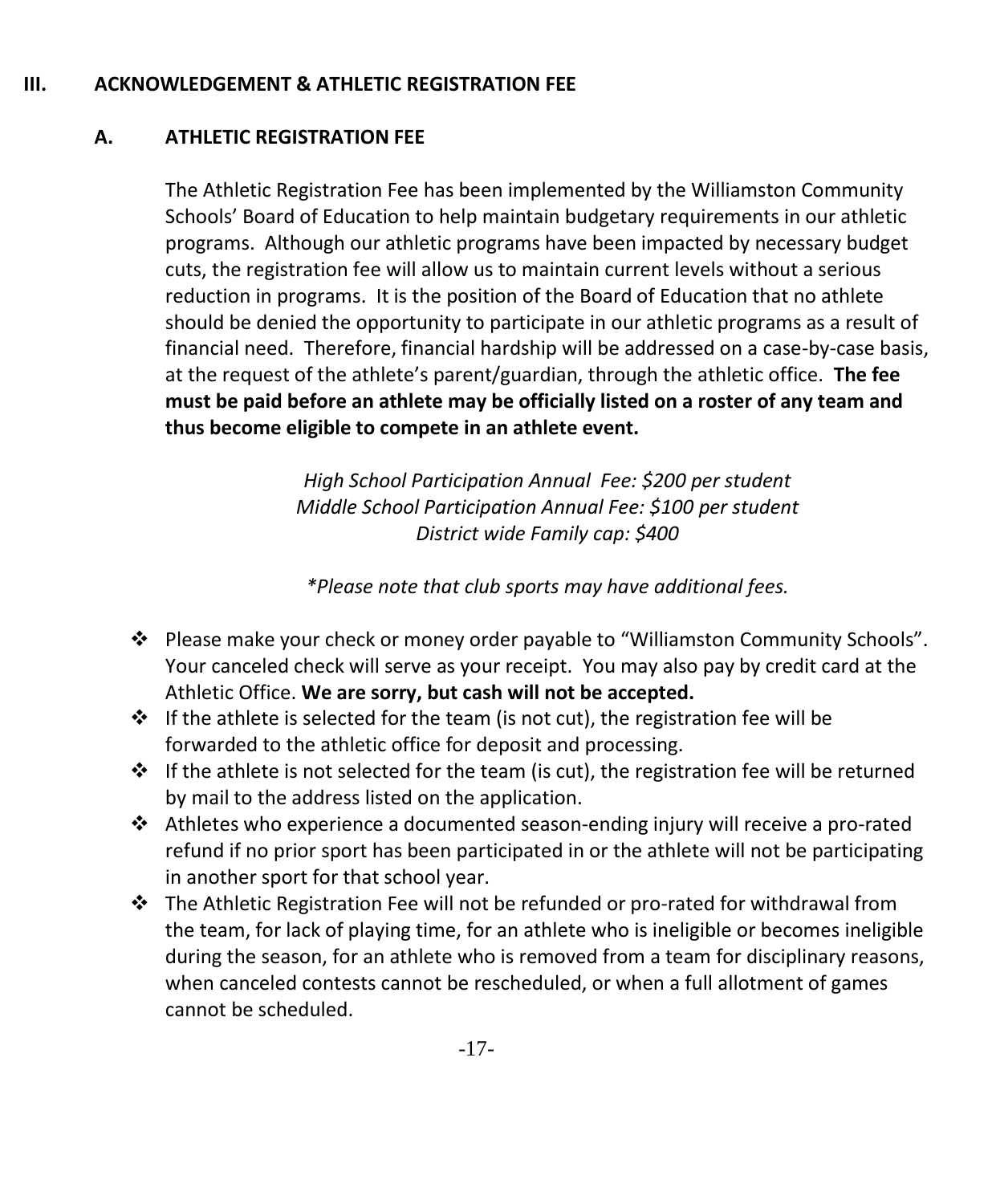## III. ACKNOWLEDGEMENT & ATHLETIC REGISTRATION FEE

### A. ATHLETIC REGISTRATION FEE

The Athletic Registration Fee has been implemented by the Williamston Community Schools' Board of Education to help maintain budgetary requirements in our athletic programs. Although our athletic programs have been impacted by necessary budget cuts, the registration fee will allow us to maintain current levels without a serious reduction in programs. It is the position of the Board of Education that no athlete should be denied the opportunity to participate in our athletic programs as a result of financial need. Therefore, financial hardship will be addressed on a case-by-case basis, at the request of the athlete's parent/guardian, through the athletic office. **The fee must be paid before an athlete may be officially listed on a roster of any team and thus become eligible to compete in an athlete event.**

*High School Participation Annual Fee: $200 per student*
*Middle School Participation Annual Fee: $100 per student*
*District wide Family cap: $400*

**Please note that club sports may have additional fees.*

- Please make your check or money order payable to "Williamston Community Schools". Your canceled check will serve as your receipt. You may also pay by credit card at the Athletic Office. **We are sorry, but cash will not be accepted.**
- If the athlete is selected for the team (is not cut), the registration fee will be forwarded to the athletic office for deposit and processing.
- If the athlete is not selected for the team (is cut), the registration fee will be returned by mail to the address listed on the application.
- Athletes who experience a documented season-ending injury will receive a pro-rated refund if no prior sport has been participated in or the athlete will not be participating in another sport for that school year.
- The Athletic Registration Fee will not be refunded or pro-rated for withdrawal from the team, for lack of playing time, for an athlete who is ineligible or becomes ineligible during the season, for an athlete who is removed from a team for disciplinary reasons, when canceled contests cannot be rescheduled, or when a full allotment of games cannot be scheduled.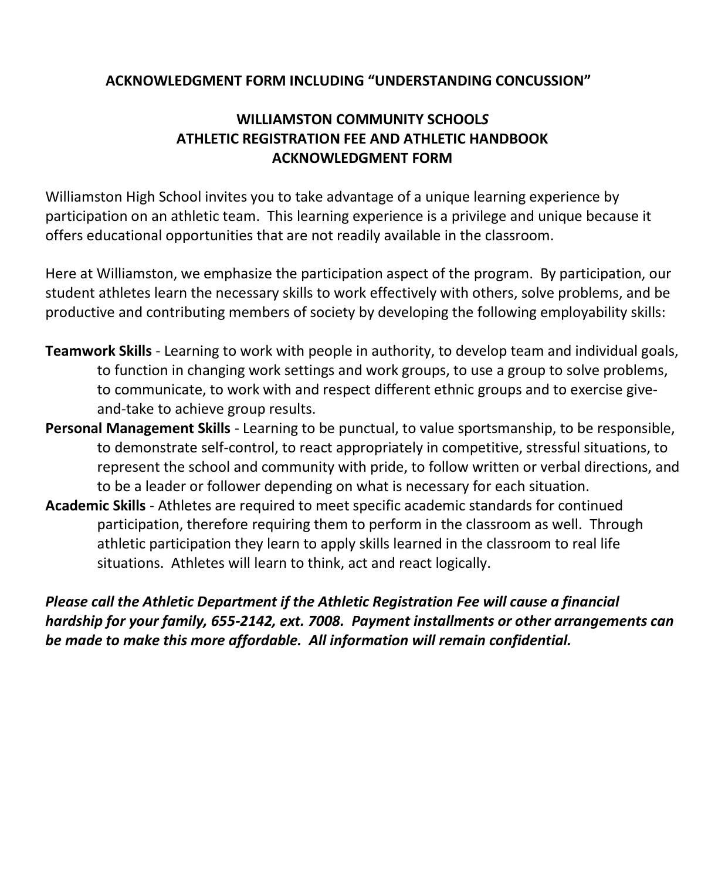**ACKNOWLEDGMENT FORM INCLUDING "UNDERSTANDING CONCUSSION"**

**WILLIAMSTON COMMUNITY SCHOOLS**
**ATHLETIC REGISTRATION FEE AND ATHLETIC HANDBOOK**
**ACKNOWLEDGMENT FORM**

Williamston High School invites you to take advantage of a unique learning experience by participation on an athletic team. This learning experience is a privilege and unique because it offers educational opportunities that are not readily available in the classroom.

Here at Williamston, we emphasize the participation aspect of the program. By participation, our student athletes learn the necessary skills to work effectively with others, solve problems, and be productive and contributing members of society by developing the following employability skills:

**Teamwork Skills** - Learning to work with people in authority, to develop team and individual goals, to function in changing work settings and work groups, to use a group to solve problems, to communicate, to work with and respect different ethnic groups and to exercise give-and-take to achieve group results.

**Personal Management Skills** - Learning to be punctual, to value sportsmanship, to be responsible, to demonstrate self-control, to react appropriately in competitive, stressful situations, to represent the school and community with pride, to follow written or verbal directions, and to be a leader or follower depending on what is necessary for each situation.

**Academic Skills** - Athletes are required to meet specific academic standards for continued participation, therefore requiring them to perform in the classroom as well. Through athletic participation they learn to apply skills learned in the classroom to real life situations. Athletes will learn to think, act and react logically.

***Please call the Athletic Department if the Athletic Registration Fee will cause a financial hardship for your family, 655-2142, ext. 7008. Payment installments or other arrangements can be made to make this more affordable. All information will remain confidential.***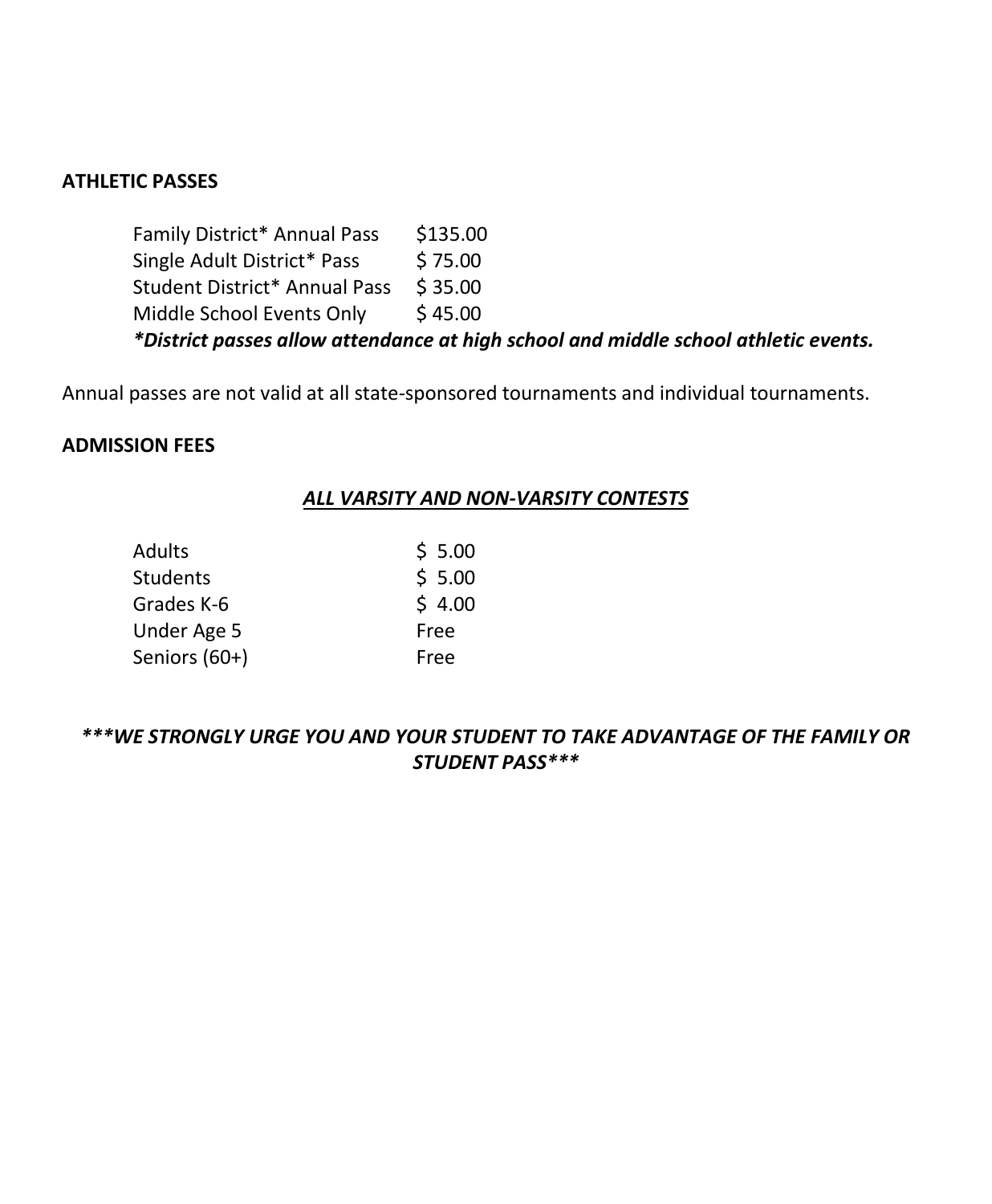**ATHLETIC PASSES**

| | |
|---|---|
| Family District* Annual Pass | $135.00 |
| Single Adult District* Pass | $ 75.00 |
| Student District* Annual Pass | $ 35.00 |
| Middle School Events Only | $ 45.00 |

***District passes allow attendance at high school and middle school athletic events.**

Annual passes are not valid at all state-sponsored tournaments and individual tournaments.

**ADMISSION FEES**

***ALL VARSITY AND NON-VARSITY CONTESTS***

| | |
|---|---|
| Adults | $ 5.00 |
| Students | $ 5.00 |
| Grades K-6 | $ 4.00 |
| Under Age 5 | Free |
| Seniors (60+) | Free |

***\*\*\*WE STRONGLY URGE YOU AND YOUR STUDENT TO TAKE ADVANTAGE OF THE FAMILY OR STUDENT PASS\*\*\****